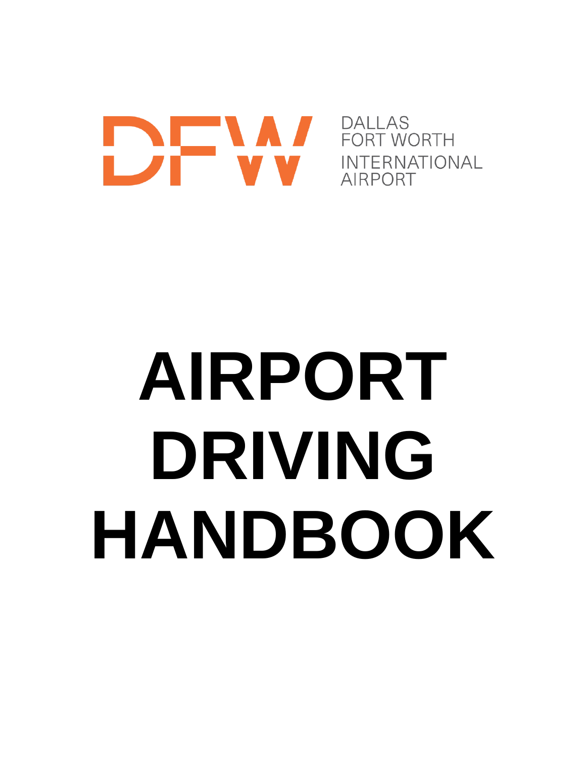DFW

DALLAS FORT WORTH INTERNATIONAL AIRPORT

# AIRPORT DRIVING HANDBOOK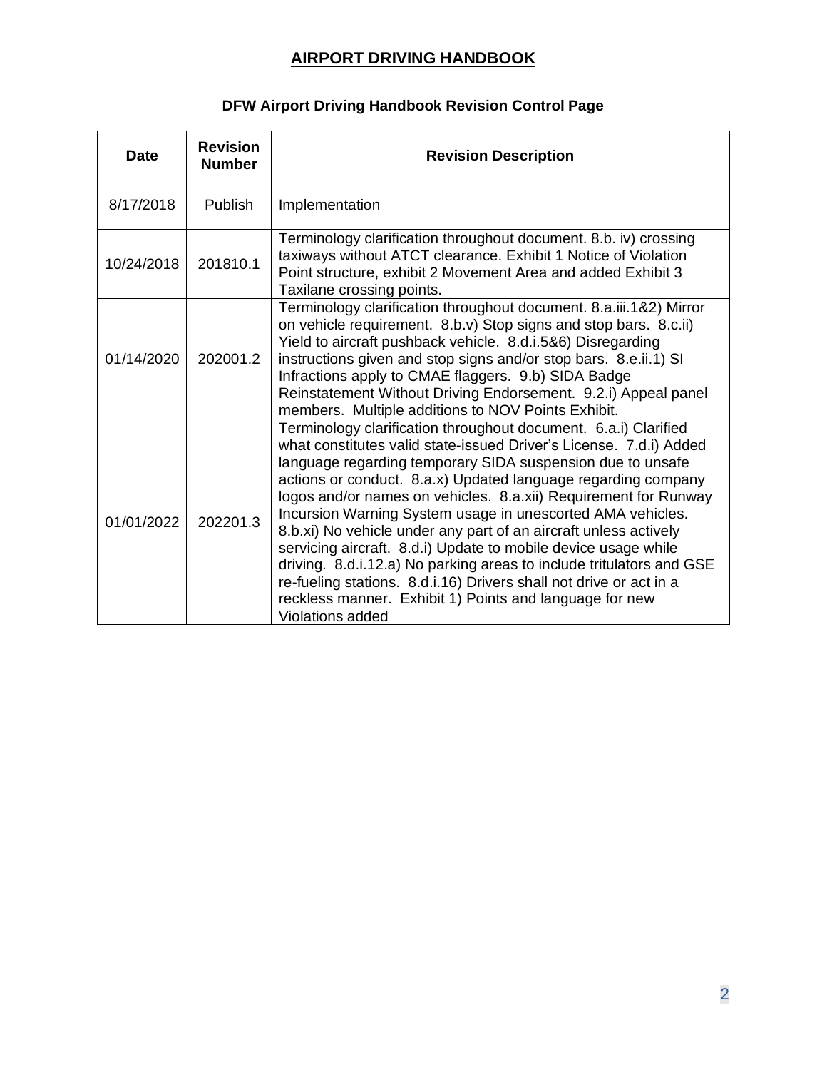# AIRPORT DRIVING HANDBOOK

## DFW Airport Driving Handbook Revision Control Page

| Date | Revision Number | Revision Description |
|---|---|---|
| 8/17/2018 | Publish | Implementation |
| 10/24/2018 | 201810.1 | Terminology clarification throughout document. 8.b. iv) crossing taxiways without ATCT clearance. Exhibit 1 Notice of Violation Point structure, exhibit 2 Movement Area and added Exhibit 3 Taxilane crossing points. |
| 01/14/2020 | 202001.2 | Terminology clarification throughout document. 8.a.iii.1&2) Mirror on vehicle requirement. 8.b.v) Stop signs and stop bars. 8.c.ii) Yield to aircraft pushback vehicle. 8.d.i.5&6) Disregarding instructions given and stop signs and/or stop bars. 8.e.ii.1) SI Infractions apply to CMAE flaggers. 9.b) SIDA Badge Reinstatement Without Driving Endorsement. 9.2.i) Appeal panel members. Multiple additions to NOV Points Exhibit. |
| 01/01/2022 | 202201.3 | Terminology clarification throughout document. 6.a.i) Clarified what constitutes valid state-issued Driver's License. 7.d.i) Added language regarding temporary SIDA suspension due to unsafe actions or conduct. 8.a.x) Updated language regarding company logos and/or names on vehicles. 8.a.xii) Requirement for Runway Incursion Warning System usage in unescorted AMA vehicles. 8.b.xi) No vehicle under any part of an aircraft unless actively servicing aircraft. 8.d.i) Update to mobile device usage while driving. 8.d.i.12.a) No parking areas to include tritulators and GSE re-fueling stations. 8.d.i.16) Drivers shall not drive or act in a reckless manner. Exhibit 1) Points and language for new Violations added |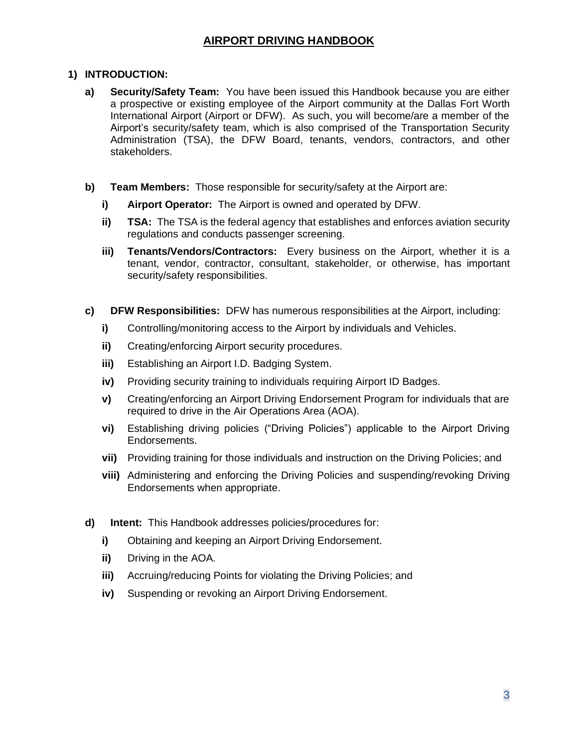# AIRPORT DRIVING HANDBOOK

## 1) INTRODUCTION:

**a) Security/Safety Team:** You have been issued this Handbook because you are either a prospective or existing employee of the Airport community at the Dallas Fort Worth International Airport (Airport or DFW). As such, you will become/are a member of the Airport's security/safety team, which is also comprised of the Transportation Security Administration (TSA), the DFW Board, tenants, vendors, contractors, and other stakeholders.

**b) Team Members:** Those responsible for security/safety at the Airport are:

- **i) Airport Operator:** The Airport is owned and operated by DFW.
- **ii) TSA:** The TSA is the federal agency that establishes and enforces aviation security regulations and conducts passenger screening.
- **iii) Tenants/Vendors/Contractors:** Every business on the Airport, whether it is a tenant, vendor, contractor, consultant, stakeholder, or otherwise, has important security/safety responsibilities.

**c) DFW Responsibilities:** DFW has numerous responsibilities at the Airport, including:

- **i)** Controlling/monitoring access to the Airport by individuals and Vehicles.
- **ii)** Creating/enforcing Airport security procedures.
- **iii)** Establishing an Airport I.D. Badging System.
- **iv)** Providing security training to individuals requiring Airport ID Badges.
- **v)** Creating/enforcing an Airport Driving Endorsement Program for individuals that are required to drive in the Air Operations Area (AOA).
- **vi)** Establishing driving policies ("Driving Policies") applicable to the Airport Driving Endorsements.
- **vii)** Providing training for those individuals and instruction on the Driving Policies; and
- **viii)** Administering and enforcing the Driving Policies and suspending/revoking Driving Endorsements when appropriate.

**d) Intent:** This Handbook addresses policies/procedures for:

- **i)** Obtaining and keeping an Airport Driving Endorsement.
- **ii)** Driving in the AOA.
- **iii)** Accruing/reducing Points for violating the Driving Policies; and
- **iv)** Suspending or revoking an Airport Driving Endorsement.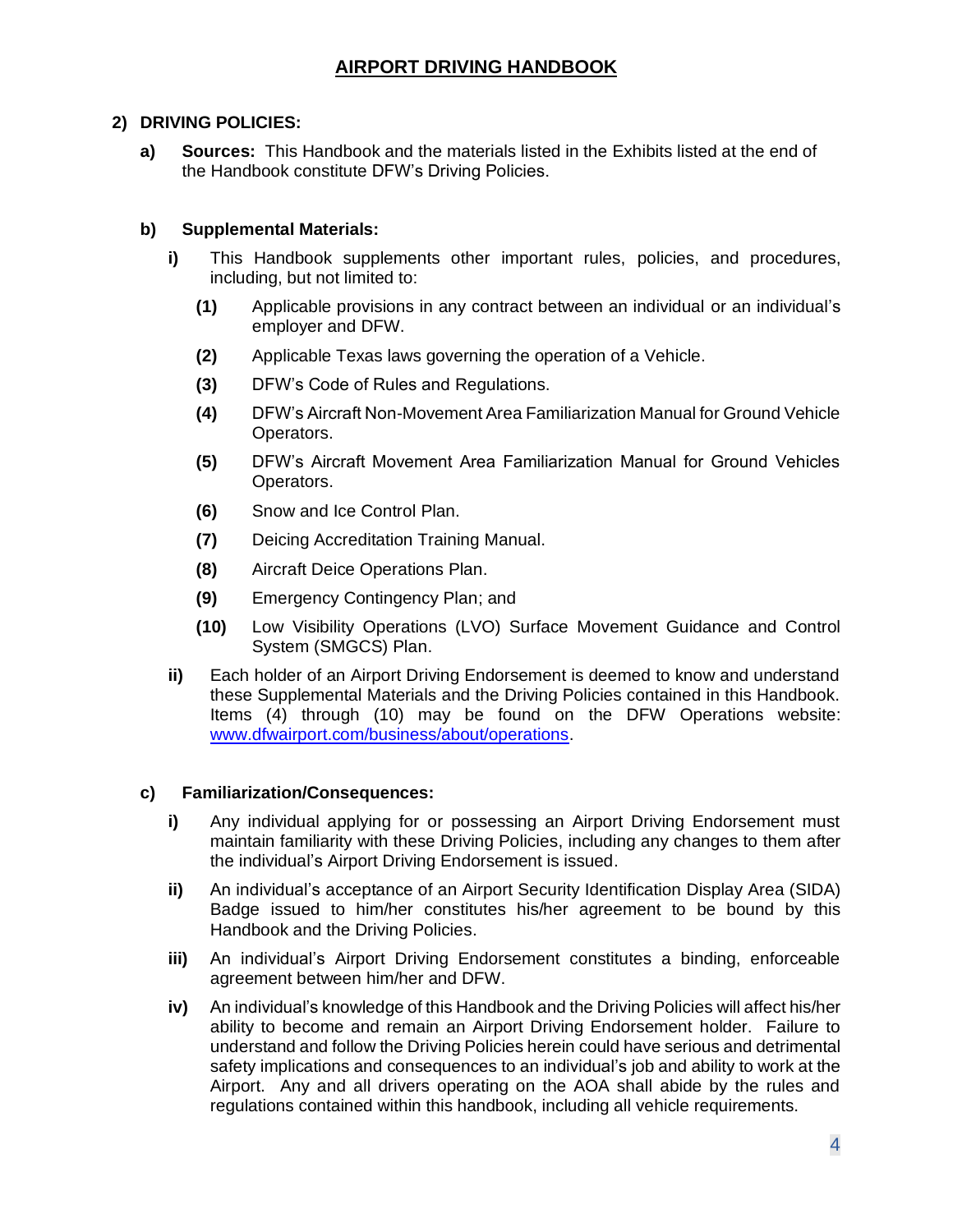# AIRPORT DRIVING HANDBOOK

## 2) DRIVING POLICIES:

**a) Sources:** This Handbook and the materials listed in the Exhibits listed at the end of the Handbook constitute DFW's Driving Policies.

**b) Supplemental Materials:**

**i)** This Handbook supplements other important rules, policies, and procedures, including, but not limited to:

**(1)** Applicable provisions in any contract between an individual or an individual's employer and DFW.

**(2)** Applicable Texas laws governing the operation of a Vehicle.

**(3)** DFW's Code of Rules and Regulations.

**(4)** DFW's Aircraft Non-Movement Area Familiarization Manual for Ground Vehicle Operators.

**(5)** DFW's Aircraft Movement Area Familiarization Manual for Ground Vehicles Operators.

**(6)** Snow and Ice Control Plan.

**(7)** Deicing Accreditation Training Manual.

**(8)** Aircraft Deice Operations Plan.

**(9)** Emergency Contingency Plan; and

**(10)** Low Visibility Operations (LVO) Surface Movement Guidance and Control System (SMGCS) Plan.

**ii)** Each holder of an Airport Driving Endorsement is deemed to know and understand these Supplemental Materials and the Driving Policies contained in this Handbook. Items (4) through (10) may be found on the DFW Operations website: www.dfwairport.com/business/about/operations.

**c) Familiarization/Consequences:**

**i)** Any individual applying for or possessing an Airport Driving Endorsement must maintain familiarity with these Driving Policies, including any changes to them after the individual's Airport Driving Endorsement is issued.

**ii)** An individual's acceptance of an Airport Security Identification Display Area (SIDA) Badge issued to him/her constitutes his/her agreement to be bound by this Handbook and the Driving Policies.

**iii)** An individual's Airport Driving Endorsement constitutes a binding, enforceable agreement between him/her and DFW.

**iv)** An individual's knowledge of this Handbook and the Driving Policies will affect his/her ability to become and remain an Airport Driving Endorsement holder. Failure to understand and follow the Driving Policies herein could have serious and detrimental safety implications and consequences to an individual's job and ability to work at the Airport. Any and all drivers operating on the AOA shall abide by the rules and regulations contained within this handbook, including all vehicle requirements.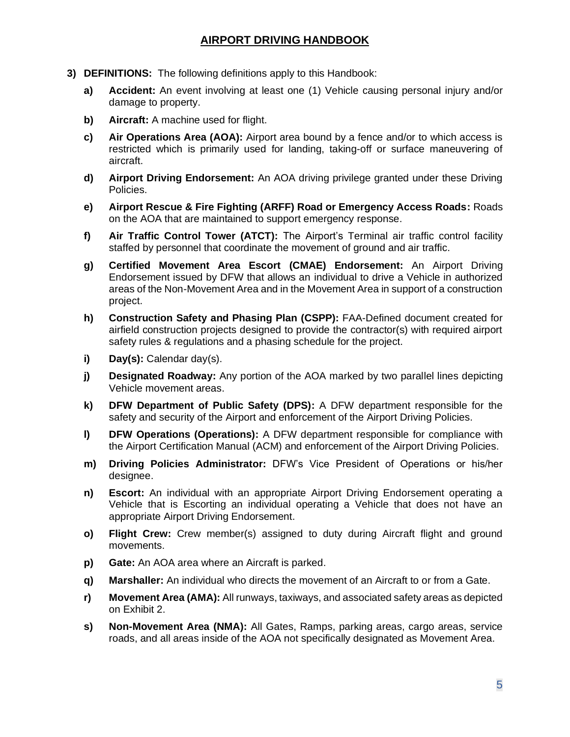## AIRPORT DRIVING HANDBOOK

**3) DEFINITIONS:** The following definitions apply to this Handbook:

- **a) Accident:** An event involving at least one (1) Vehicle causing personal injury and/or damage to property.
- **b) Aircraft:** A machine used for flight.
- **c) Air Operations Area (AOA):** Airport area bound by a fence and/or to which access is restricted which is primarily used for landing, taking-off or surface maneuvering of aircraft.
- **d) Airport Driving Endorsement:** An AOA driving privilege granted under these Driving Policies.
- **e) Airport Rescue & Fire Fighting (ARFF) Road or Emergency Access Roads:** Roads on the AOA that are maintained to support emergency response.
- **f) Air Traffic Control Tower (ATCT):** The Airport's Terminal air traffic control facility staffed by personnel that coordinate the movement of ground and air traffic.
- **g) Certified Movement Area Escort (CMAE) Endorsement:** An Airport Driving Endorsement issued by DFW that allows an individual to drive a Vehicle in authorized areas of the Non-Movement Area and in the Movement Area in support of a construction project.
- **h) Construction Safety and Phasing Plan (CSPP):** FAA-Defined document created for airfield construction projects designed to provide the contractor(s) with required airport safety rules & regulations and a phasing schedule for the project.
- **i) Day(s):** Calendar day(s).
- **j) Designated Roadway:** Any portion of the AOA marked by two parallel lines depicting Vehicle movement areas.
- **k) DFW Department of Public Safety (DPS):** A DFW department responsible for the safety and security of the Airport and enforcement of the Airport Driving Policies.
- **l) DFW Operations (Operations):** A DFW department responsible for compliance with the Airport Certification Manual (ACM) and enforcement of the Airport Driving Policies.
- **m) Driving Policies Administrator:** DFW's Vice President of Operations or his/her designee.
- **n) Escort:** An individual with an appropriate Airport Driving Endorsement operating a Vehicle that is Escorting an individual operating a Vehicle that does not have an appropriate Airport Driving Endorsement.
- **o) Flight Crew:** Crew member(s) assigned to duty during Aircraft flight and ground movements.
- **p) Gate:** An AOA area where an Aircraft is parked.
- **q) Marshaller:** An individual who directs the movement of an Aircraft to or from a Gate.
- **r) Movement Area (AMA):** All runways, taxiways, and associated safety areas as depicted on Exhibit 2.
- **s) Non-Movement Area (NMA):** All Gates, Ramps, parking areas, cargo areas, service roads, and all areas inside of the AOA not specifically designated as Movement Area.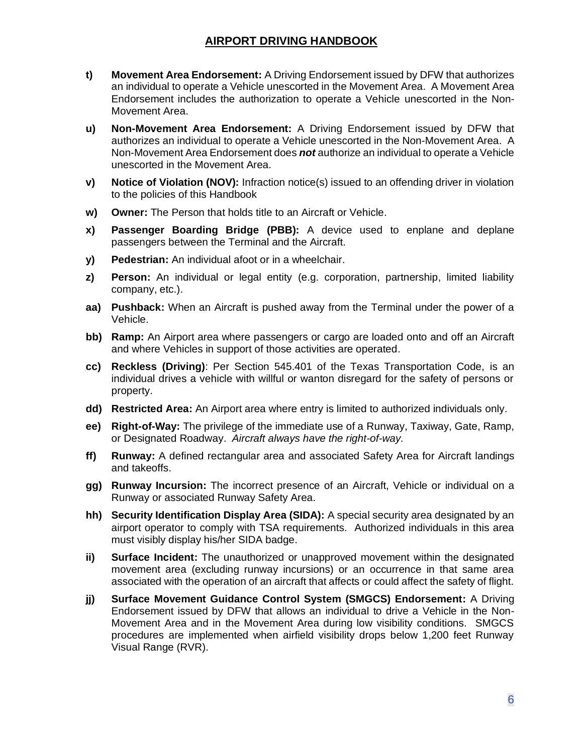- **t) Movement Area Endorsement:** A Driving Endorsement issued by DFW that authorizes an individual to operate a Vehicle unescorted in the Movement Area. A Movement Area Endorsement includes the authorization to operate a Vehicle unescorted in the Non-Movement Area.

- **u) Non-Movement Area Endorsement:** A Driving Endorsement issued by DFW that authorizes an individual to operate a Vehicle unescorted in the Non-Movement Area. A Non-Movement Area Endorsement does ***not*** authorize an individual to operate a Vehicle unescorted in the Movement Area.

- **v) Notice of Violation (NOV):** Infraction notice(s) issued to an offending driver in violation to the policies of this Handbook

- **w) Owner:** The Person that holds title to an Aircraft or Vehicle.

- **x) Passenger Boarding Bridge (PBB):** A device used to enplane and deplane passengers between the Terminal and the Aircraft.

- **y) Pedestrian:** An individual afoot or in a wheelchair.

- **z) Person:** An individual or legal entity (e.g. corporation, partnership, limited liability company, etc.).

- **aa) Pushback:** When an Aircraft is pushed away from the Terminal under the power of a Vehicle.

- **bb) Ramp:** An Airport area where passengers or cargo are loaded onto and off an Aircraft and where Vehicles in support of those activities are operated.

- **cc) Reckless (Driving)**: Per Section 545.401 of the Texas Transportation Code, is an individual drives a vehicle with willful or wanton disregard for the safety of persons or property.

- **dd) Restricted Area:** An Airport area where entry is limited to authorized individuals only.

- **ee) Right-of-Way:** The privilege of the immediate use of a Runway, Taxiway, Gate, Ramp, or Designated Roadway. *Aircraft always have the right-of-way.*

- **ff) Runway:** A defined rectangular area and associated Safety Area for Aircraft landings and takeoffs.

- **gg) Runway Incursion:** The incorrect presence of an Aircraft, Vehicle or individual on a Runway or associated Runway Safety Area.

- **hh) Security Identification Display Area (SIDA):** A special security area designated by an airport operator to comply with TSA requirements. Authorized individuals in this area must visibly display his/her SIDA badge.

- **ii) Surface Incident:** The unauthorized or unapproved movement within the designated movement area (excluding runway incursions) or an occurrence in that same area associated with the operation of an aircraft that affects or could affect the safety of flight.

- **jj) Surface Movement Guidance Control System (SMGCS) Endorsement:** A Driving Endorsement issued by DFW that allows an individual to drive a Vehicle in the Non-Movement Area and in the Movement Area during low visibility conditions. SMGCS procedures are implemented when airfield visibility drops below 1,200 feet Runway Visual Range (RVR).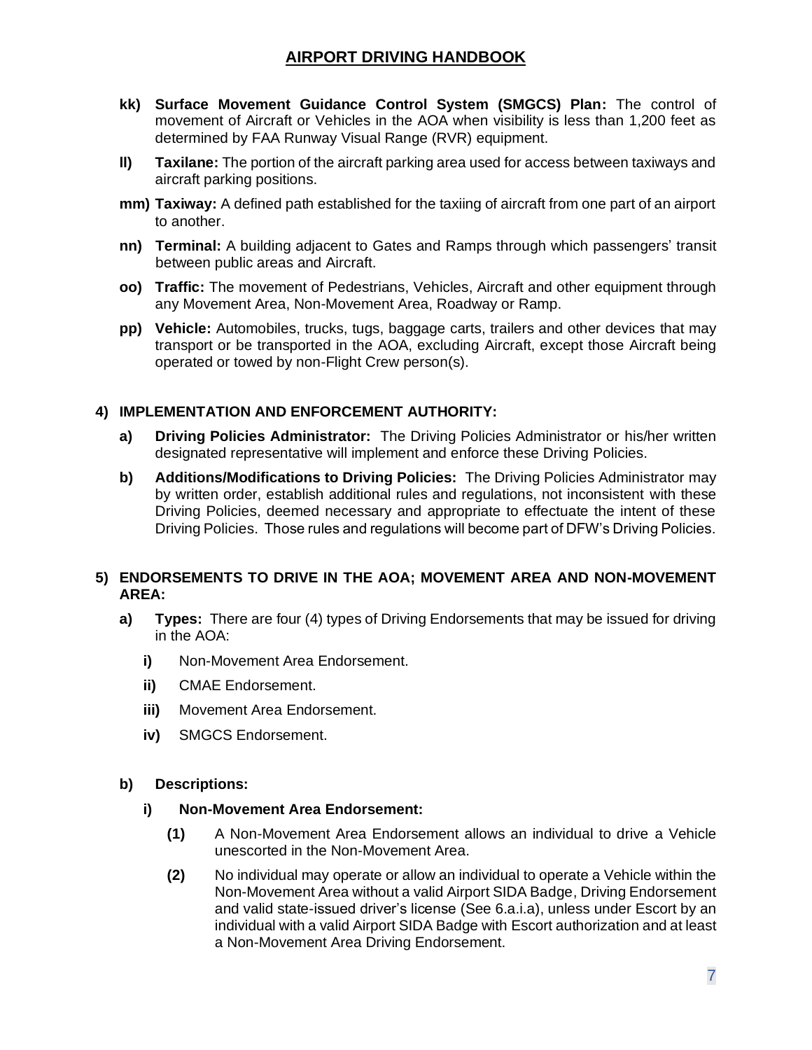- **kk) Surface Movement Guidance Control System (SMGCS) Plan:** The control of movement of Aircraft or Vehicles in the AOA when visibility is less than 1,200 feet as determined by FAA Runway Visual Range (RVR) equipment.
- **ll) Taxilane:** The portion of the aircraft parking area used for access between taxiways and aircraft parking positions.
- **mm) Taxiway:** A defined path established for the taxiing of aircraft from one part of an airport to another.
- **nn) Terminal:** A building adjacent to Gates and Ramps through which passengers' transit between public areas and Aircraft.
- **oo) Traffic:** The movement of Pedestrians, Vehicles, Aircraft and other equipment through any Movement Area, Non-Movement Area, Roadway or Ramp.
- **pp) Vehicle:** Automobiles, trucks, tugs, baggage carts, trailers and other devices that may transport or be transported in the AOA, excluding Aircraft, except those Aircraft being operated or towed by non-Flight Crew person(s).

## 4) IMPLEMENTATION AND ENFORCEMENT AUTHORITY:

- **a) Driving Policies Administrator:** The Driving Policies Administrator or his/her written designated representative will implement and enforce these Driving Policies.
- **b) Additions/Modifications to Driving Policies:** The Driving Policies Administrator may by written order, establish additional rules and regulations, not inconsistent with these Driving Policies, deemed necessary and appropriate to effectuate the intent of these Driving Policies. Those rules and regulations will become part of DFW's Driving Policies.

## 5) ENDORSEMENTS TO DRIVE IN THE AOA; MOVEMENT AREA AND NON-MOVEMENT AREA:

- **a) Types:** There are four (4) types of Driving Endorsements that may be issued for driving in the AOA:
  - **i)** Non-Movement Area Endorsement.
  - **ii)** CMAE Endorsement.
  - **iii)** Movement Area Endorsement.
  - **iv)** SMGCS Endorsement.

- **b) Descriptions:**
  - **i) Non-Movement Area Endorsement:**
    - **(1)** A Non-Movement Area Endorsement allows an individual to drive a Vehicle unescorted in the Non-Movement Area.
    - **(2)** No individual may operate or allow an individual to operate a Vehicle within the Non-Movement Area without a valid Airport SIDA Badge, Driving Endorsement and valid state-issued driver's license (See 6.a.i.a), unless under Escort by an individual with a valid Airport SIDA Badge with Escort authorization and at least a Non-Movement Area Driving Endorsement.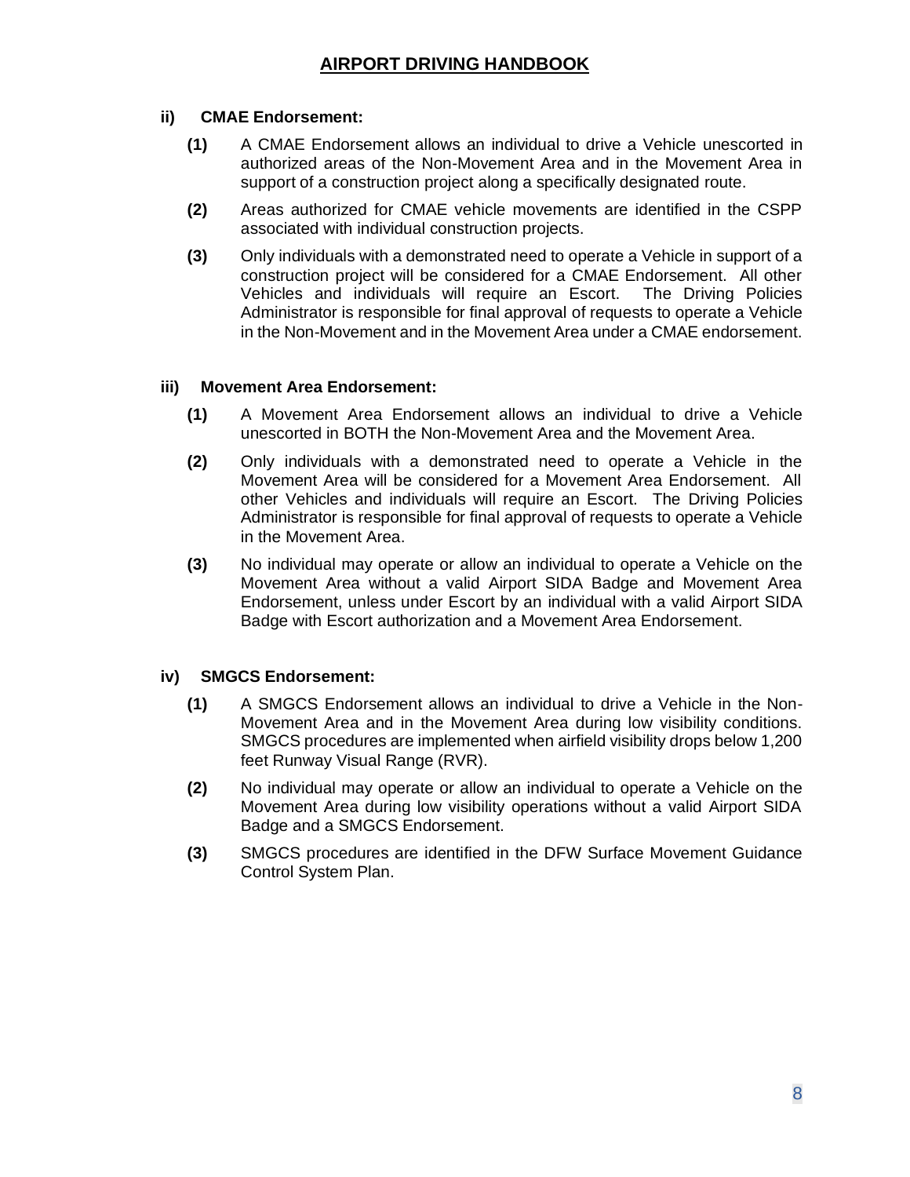**ii) CMAE Endorsement:**

**(1)** A CMAE Endorsement allows an individual to drive a Vehicle unescorted in authorized areas of the Non-Movement Area and in the Movement Area in support of a construction project along a specifically designated route.

**(2)** Areas authorized for CMAE vehicle movements are identified in the CSPP associated with individual construction projects.

**(3)** Only individuals with a demonstrated need to operate a Vehicle in support of a construction project will be considered for a CMAE Endorsement. All other Vehicles and individuals will require an Escort. The Driving Policies Administrator is responsible for final approval of requests to operate a Vehicle in the Non-Movement and in the Movement Area under a CMAE endorsement.

**iii) Movement Area Endorsement:**

**(1)** A Movement Area Endorsement allows an individual to drive a Vehicle unescorted in BOTH the Non-Movement Area and the Movement Area.

**(2)** Only individuals with a demonstrated need to operate a Vehicle in the Movement Area will be considered for a Movement Area Endorsement. All other Vehicles and individuals will require an Escort. The Driving Policies Administrator is responsible for final approval of requests to operate a Vehicle in the Movement Area.

**(3)** No individual may operate or allow an individual to operate a Vehicle on the Movement Area without a valid Airport SIDA Badge and Movement Area Endorsement, unless under Escort by an individual with a valid Airport SIDA Badge with Escort authorization and a Movement Area Endorsement.

**iv) SMGCS Endorsement:**

**(1)** A SMGCS Endorsement allows an individual to drive a Vehicle in the Non-Movement Area and in the Movement Area during low visibility conditions. SMGCS procedures are implemented when airfield visibility drops below 1,200 feet Runway Visual Range (RVR).

**(2)** No individual may operate or allow an individual to operate a Vehicle on the Movement Area during low visibility operations without a valid Airport SIDA Badge and a SMGCS Endorsement.

**(3)** SMGCS procedures are identified in the DFW Surface Movement Guidance Control System Plan.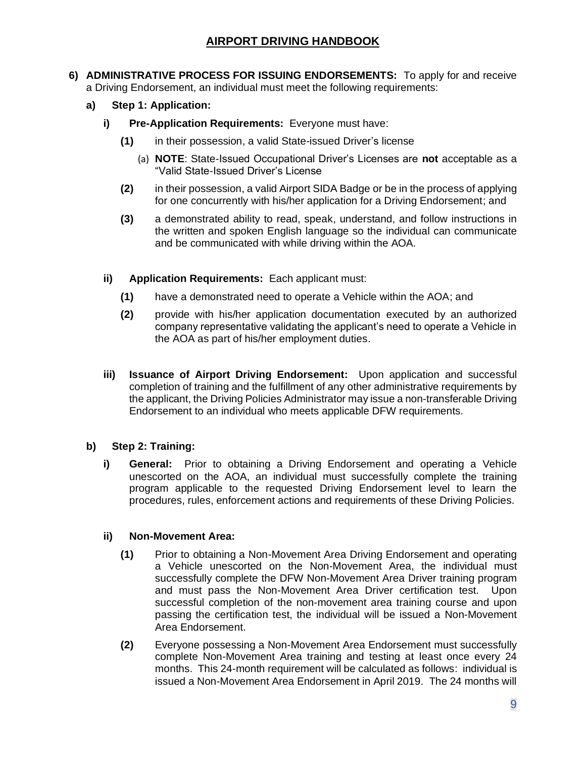6) **ADMINISTRATIVE PROCESS FOR ISSUING ENDORSEMENTS:** To apply for and receive a Driving Endorsement, an individual must meet the following requirements:

   a) **Step 1: Application:**

      i) **Pre-Application Requirements:** Everyone must have:

         **(1)** in their possession, a valid State-issued Driver's license

            (a) **NOTE**: State-Issued Occupational Driver's Licenses are **not** acceptable as a "Valid State-Issued Driver's License

         **(2)** in their possession, a valid Airport SIDA Badge or be in the process of applying for one concurrently with his/her application for a Driving Endorsement; and

         **(3)** a demonstrated ability to read, speak, understand, and follow instructions in the written and spoken English language so the individual can communicate and be communicated with while driving within the AOA.

      ii) **Application Requirements:** Each applicant must:

         **(1)** have a demonstrated need to operate a Vehicle within the AOA; and

         **(2)** provide with his/her application documentation executed by an authorized company representative validating the applicant's need to operate a Vehicle in the AOA as part of his/her employment duties.

      iii) **Issuance of Airport Driving Endorsement:** Upon application and successful completion of training and the fulfillment of any other administrative requirements by the applicant, the Driving Policies Administrator may issue a non-transferable Driving Endorsement to an individual who meets applicable DFW requirements.

   b) **Step 2: Training:**

      i) **General:** Prior to obtaining a Driving Endorsement and operating a Vehicle unescorted on the AOA, an individual must successfully complete the training program applicable to the requested Driving Endorsement level to learn the procedures, rules, enforcement actions and requirements of these Driving Policies.

      ii) **Non-Movement Area:**

         **(1)** Prior to obtaining a Non-Movement Area Driving Endorsement and operating a Vehicle unescorted on the Non-Movement Area, the individual must successfully complete the DFW Non-Movement Area Driver training program and must pass the Non-Movement Area Driver certification test. Upon successful completion of the non-movement area training course and upon passing the certification test, the individual will be issued a Non-Movement Area Endorsement.

         **(2)** Everyone possessing a Non-Movement Area Endorsement must successfully complete Non-Movement Area training and testing at least once every 24 months. This 24-month requirement will be calculated as follows: individual is issued a Non-Movement Area Endorsement in April 2019. The 24 months will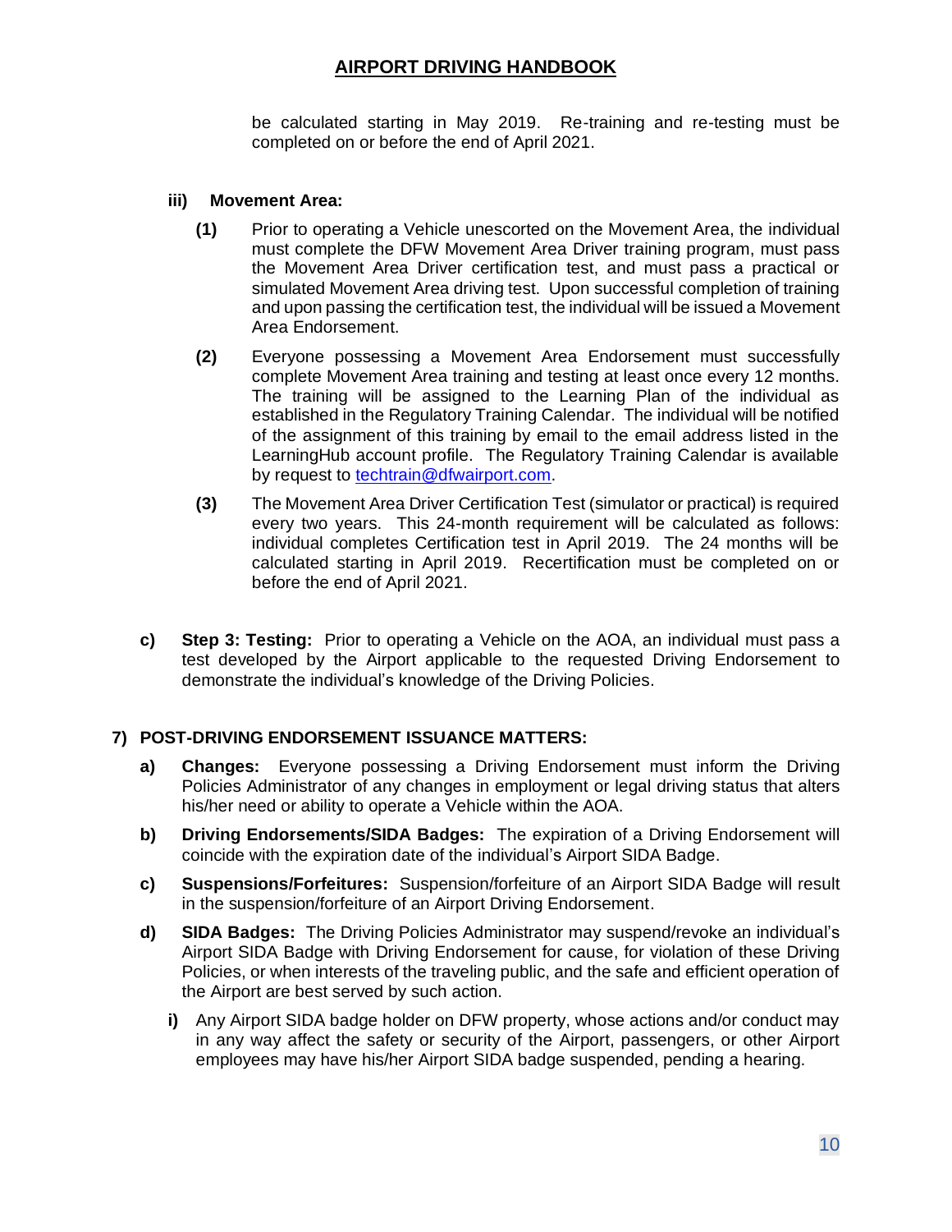be calculated starting in May 2019. Re-training and re-testing must be completed on or before the end of April 2021.

**iii) Movement Area:**

**(1)** Prior to operating a Vehicle unescorted on the Movement Area, the individual must complete the DFW Movement Area Driver training program, must pass the Movement Area Driver certification test, and must pass a practical or simulated Movement Area driving test. Upon successful completion of training and upon passing the certification test, the individual will be issued a Movement Area Endorsement.

**(2)** Everyone possessing a Movement Area Endorsement must successfully complete Movement Area training and testing at least once every 12 months. The training will be assigned to the Learning Plan of the individual as established in the Regulatory Training Calendar. The individual will be notified of the assignment of this training by email to the email address listed in the LearningHub account profile. The Regulatory Training Calendar is available by request to techtrain@dfwairport.com.

**(3)** The Movement Area Driver Certification Test (simulator or practical) is required every two years. This 24-month requirement will be calculated as follows: individual completes Certification test in April 2019. The 24 months will be calculated starting in April 2019. Recertification must be completed on or before the end of April 2021.

**c) Step 3: Testing:** Prior to operating a Vehicle on the AOA, an individual must pass a test developed by the Airport applicable to the requested Driving Endorsement to demonstrate the individual's knowledge of the Driving Policies.

## 7) POST-DRIVING ENDORSEMENT ISSUANCE MATTERS:

**a) Changes:** Everyone possessing a Driving Endorsement must inform the Driving Policies Administrator of any changes in employment or legal driving status that alters his/her need or ability to operate a Vehicle within the AOA.

**b) Driving Endorsements/SIDA Badges:** The expiration of a Driving Endorsement will coincide with the expiration date of the individual's Airport SIDA Badge.

**c) Suspensions/Forfeitures:** Suspension/forfeiture of an Airport SIDA Badge will result in the suspension/forfeiture of an Airport Driving Endorsement.

**d) SIDA Badges:** The Driving Policies Administrator may suspend/revoke an individual's Airport SIDA Badge with Driving Endorsement for cause, for violation of these Driving Policies, or when interests of the traveling public, and the safe and efficient operation of the Airport are best served by such action.

**i)** Any Airport SIDA badge holder on DFW property, whose actions and/or conduct may in any way affect the safety or security of the Airport, passengers, or other Airport employees may have his/her Airport SIDA badge suspended, pending a hearing.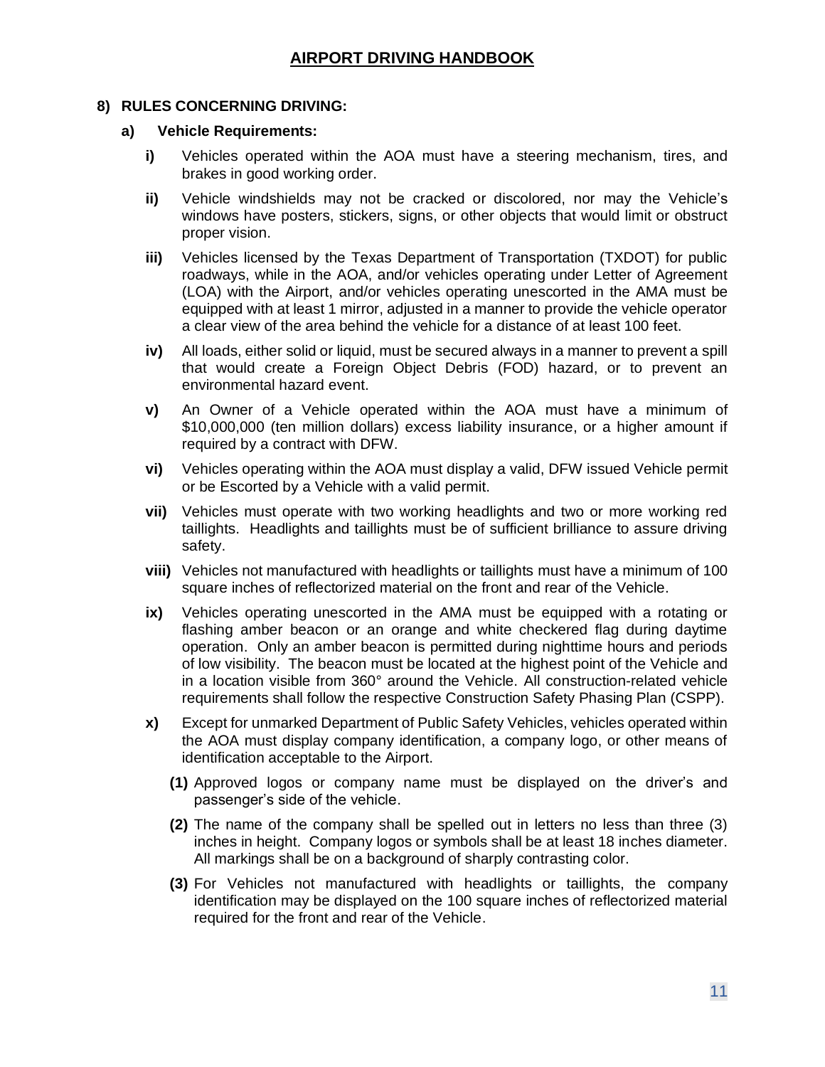# AIRPORT DRIVING HANDBOOK

## 8) RULES CONCERNING DRIVING:

### a) Vehicle Requirements:

**i)** Vehicles operated within the AOA must have a steering mechanism, tires, and brakes in good working order.

**ii)** Vehicle windshields may not be cracked or discolored, nor may the Vehicle's windows have posters, stickers, signs, or other objects that would limit or obstruct proper vision.

**iii)** Vehicles licensed by the Texas Department of Transportation (TXDOT) for public roadways, while in the AOA, and/or vehicles operating under Letter of Agreement (LOA) with the Airport, and/or vehicles operating unescorted in the AMA must be equipped with at least 1 mirror, adjusted in a manner to provide the vehicle operator a clear view of the area behind the vehicle for a distance of at least 100 feet.

**iv)** All loads, either solid or liquid, must be secured always in a manner to prevent a spill that would create a Foreign Object Debris (FOD) hazard, or to prevent an environmental hazard event.

**v)** An Owner of a Vehicle operated within the AOA must have a minimum of \$10,000,000 (ten million dollars) excess liability insurance, or a higher amount if required by a contract with DFW.

**vi)** Vehicles operating within the AOA must display a valid, DFW issued Vehicle permit or be Escorted by a Vehicle with a valid permit.

**vii)** Vehicles must operate with two working headlights and two or more working red taillights. Headlights and taillights must be of sufficient brilliance to assure driving safety.

**viii)** Vehicles not manufactured with headlights or taillights must have a minimum of 100 square inches of reflectorized material on the front and rear of the Vehicle.

**ix)** Vehicles operating unescorted in the AMA must be equipped with a rotating or flashing amber beacon or an orange and white checkered flag during daytime operation. Only an amber beacon is permitted during nighttime hours and periods of low visibility. The beacon must be located at the highest point of the Vehicle and in a location visible from 360° around the Vehicle. All construction-related vehicle requirements shall follow the respective Construction Safety Phasing Plan (CSPP).

**x)** Except for unmarked Department of Public Safety Vehicles, vehicles operated within the AOA must display company identification, a company logo, or other means of identification acceptable to the Airport.

**(1)** Approved logos or company name must be displayed on the driver's and passenger's side of the vehicle.

**(2)** The name of the company shall be spelled out in letters no less than three (3) inches in height. Company logos or symbols shall be at least 18 inches diameter. All markings shall be on a background of sharply contrasting color.

**(3)** For Vehicles not manufactured with headlights or taillights, the company identification may be displayed on the 100 square inches of reflectorized material required for the front and rear of the Vehicle.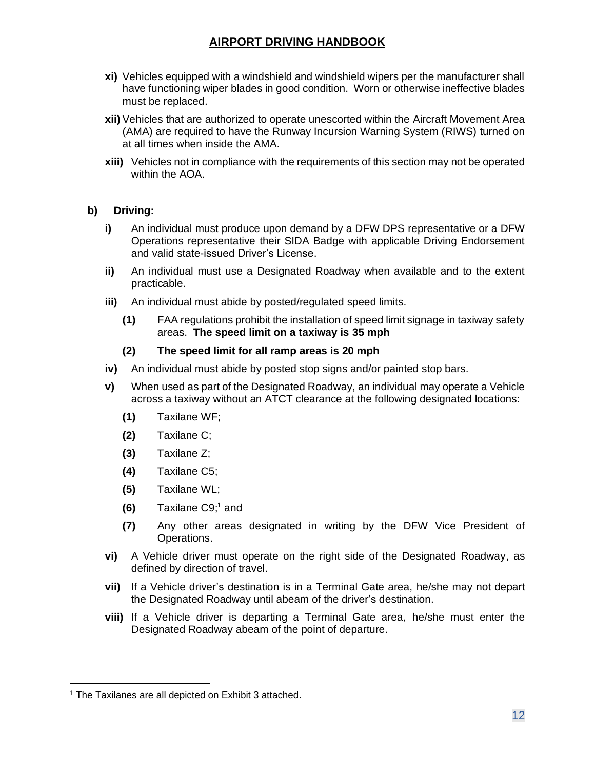- **xi)** Vehicles equipped with a windshield and windshield wipers per the manufacturer shall have functioning wiper blades in good condition. Worn or otherwise ineffective blades must be replaced.
- **xii)** Vehicles that are authorized to operate unescorted within the Aircraft Movement Area (AMA) are required to have the Runway Incursion Warning System (RIWS) turned on at all times when inside the AMA.
- **xiii)** Vehicles not in compliance with the requirements of this section may not be operated within the AOA.

**b) Driving:**

- **i)** An individual must produce upon demand by a DFW DPS representative or a DFW Operations representative their SIDA Badge with applicable Driving Endorsement and valid state-issued Driver's License.
- **ii)** An individual must use a Designated Roadway when available and to the extent practicable.
- **iii)** An individual must abide by posted/regulated speed limits.
  - **(1)** FAA regulations prohibit the installation of speed limit signage in taxiway safety areas. **The speed limit on a taxiway is 35 mph**
  - **(2)** **The speed limit for all ramp areas is 20 mph**
- **iv)** An individual must abide by posted stop signs and/or painted stop bars.
- **v)** When used as part of the Designated Roadway, an individual may operate a Vehicle across a taxiway without an ATCT clearance at the following designated locations:
  - **(1)** Taxilane WF;
  - **(2)** Taxilane C;
  - **(3)** Taxilane Z;
  - **(4)** Taxilane C5;
  - **(5)** Taxilane WL;
  - **(6)** Taxilane C9;[1] and
  - **(7)** Any other areas designated in writing by the DFW Vice President of Operations.
- **vi)** A Vehicle driver must operate on the right side of the Designated Roadway, as defined by direction of travel.
- **vii)** If a Vehicle driver's destination is in a Terminal Gate area, he/she may not depart the Designated Roadway until abeam of the driver's destination.
- **viii)** If a Vehicle driver is departing a Terminal Gate area, he/she must enter the Designated Roadway abeam of the point of departure.

---

[1] The Taxilanes are all depicted on Exhibit 3 attached.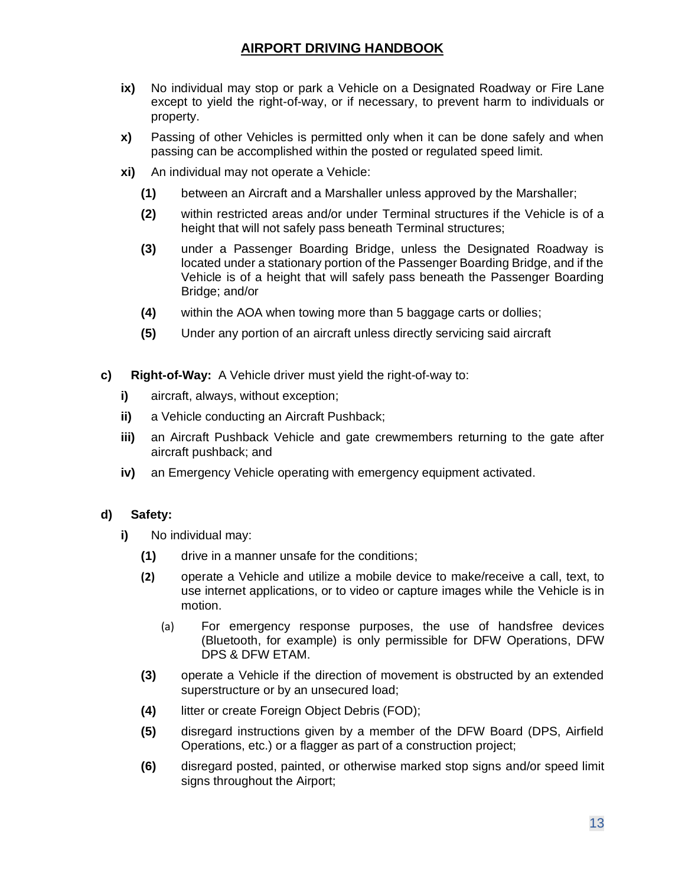**ix)** No individual may stop or park a Vehicle on a Designated Roadway or Fire Lane except to yield the right-of-way, or if necessary, to prevent harm to individuals or property.

**x)** Passing of other Vehicles is permitted only when it can be done safely and when passing can be accomplished within the posted or regulated speed limit.

**xi)** An individual may not operate a Vehicle:

- **(1)** between an Aircraft and a Marshaller unless approved by the Marshaller;
- **(2)** within restricted areas and/or under Terminal structures if the Vehicle is of a height that will not safely pass beneath Terminal structures;
- **(3)** under a Passenger Boarding Bridge, unless the Designated Roadway is located under a stationary portion of the Passenger Boarding Bridge, and if the Vehicle is of a height that will safely pass beneath the Passenger Boarding Bridge; and/or
- **(4)** within the AOA when towing more than 5 baggage carts or dollies;
- **(5)** Under any portion of an aircraft unless directly servicing said aircraft

**c) Right-of-Way:** A Vehicle driver must yield the right-of-way to:

- **i)** aircraft, always, without exception;
- **ii)** a Vehicle conducting an Aircraft Pushback;
- **iii)** an Aircraft Pushback Vehicle and gate crewmembers returning to the gate after aircraft pushback; and
- **iv)** an Emergency Vehicle operating with emergency equipment activated.

**d) Safety:**

**i)** No individual may:

- **(1)** drive in a manner unsafe for the conditions;
- **(2)** operate a Vehicle and utilize a mobile device to make/receive a call, text, to use internet applications, or to video or capture images while the Vehicle is in motion.
  - (a) For emergency response purposes, the use of handsfree devices (Bluetooth, for example) is only permissible for DFW Operations, DFW DPS & DFW ETAM.
- **(3)** operate a Vehicle if the direction of movement is obstructed by an extended superstructure or by an unsecured load;
- **(4)** litter or create Foreign Object Debris (FOD);
- **(5)** disregard instructions given by a member of the DFW Board (DPS, Airfield Operations, etc.) or a flagger as part of a construction project;
- **(6)** disregard posted, painted, or otherwise marked stop signs and/or speed limit signs throughout the Airport;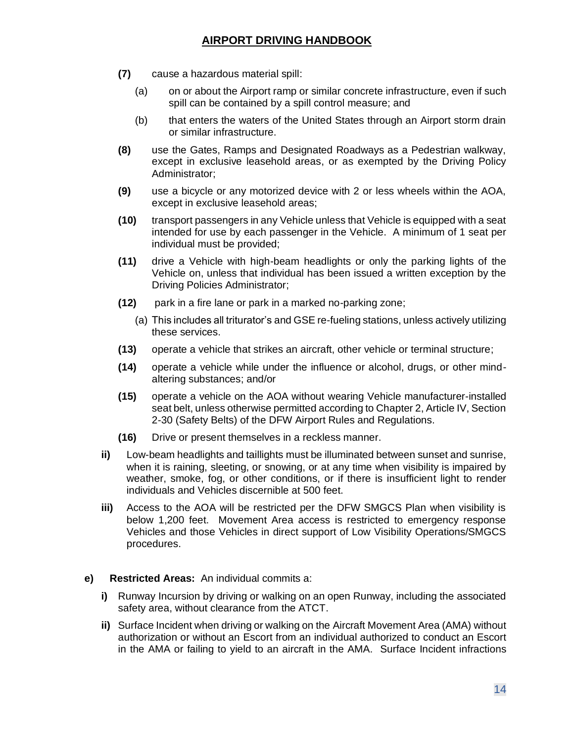**(7)** cause a hazardous material spill:

   (a) on or about the Airport ramp or similar concrete infrastructure, even if such spill can be contained by a spill control measure; and

   (b) that enters the waters of the United States through an Airport storm drain or similar infrastructure.

**(8)** use the Gates, Ramps and Designated Roadways as a Pedestrian walkway, except in exclusive leasehold areas, or as exempted by the Driving Policy Administrator;

**(9)** use a bicycle or any motorized device with 2 or less wheels within the AOA, except in exclusive leasehold areas;

**(10)** transport passengers in any Vehicle unless that Vehicle is equipped with a seat intended for use by each passenger in the Vehicle. A minimum of 1 seat per individual must be provided;

**(11)** drive a Vehicle with high-beam headlights or only the parking lights of the Vehicle on, unless that individual has been issued a written exception by the Driving Policies Administrator;

**(12)** park in a fire lane or park in a marked no-parking zone;

   (a) This includes all triturator's and GSE re-fueling stations, unless actively utilizing these services.

**(13)** operate a vehicle that strikes an aircraft, other vehicle or terminal structure;

**(14)** operate a vehicle while under the influence or alcohol, drugs, or other mind-altering substances; and/or

**(15)** operate a vehicle on the AOA without wearing Vehicle manufacturer-installed seat belt, unless otherwise permitted according to Chapter 2, Article IV, Section 2-30 (Safety Belts) of the DFW Airport Rules and Regulations.

**(16)** Drive or present themselves in a reckless manner.

**ii)** Low-beam headlights and taillights must be illuminated between sunset and sunrise, when it is raining, sleeting, or snowing, or at any time when visibility is impaired by weather, smoke, fog, or other conditions, or if there is insufficient light to render individuals and Vehicles discernible at 500 feet.

**iii)** Access to the AOA will be restricted per the DFW SMGCS Plan when visibility is below 1,200 feet. Movement Area access is restricted to emergency response Vehicles and those Vehicles in direct support of Low Visibility Operations/SMGCS procedures.

**e) Restricted Areas:** An individual commits a:

**i)** Runway Incursion by driving or walking on an open Runway, including the associated safety area, without clearance from the ATCT.

**ii)** Surface Incident when driving or walking on the Aircraft Movement Area (AMA) without authorization or without an Escort from an individual authorized to conduct an Escort in the AMA or failing to yield to an aircraft in the AMA. Surface Incident infractions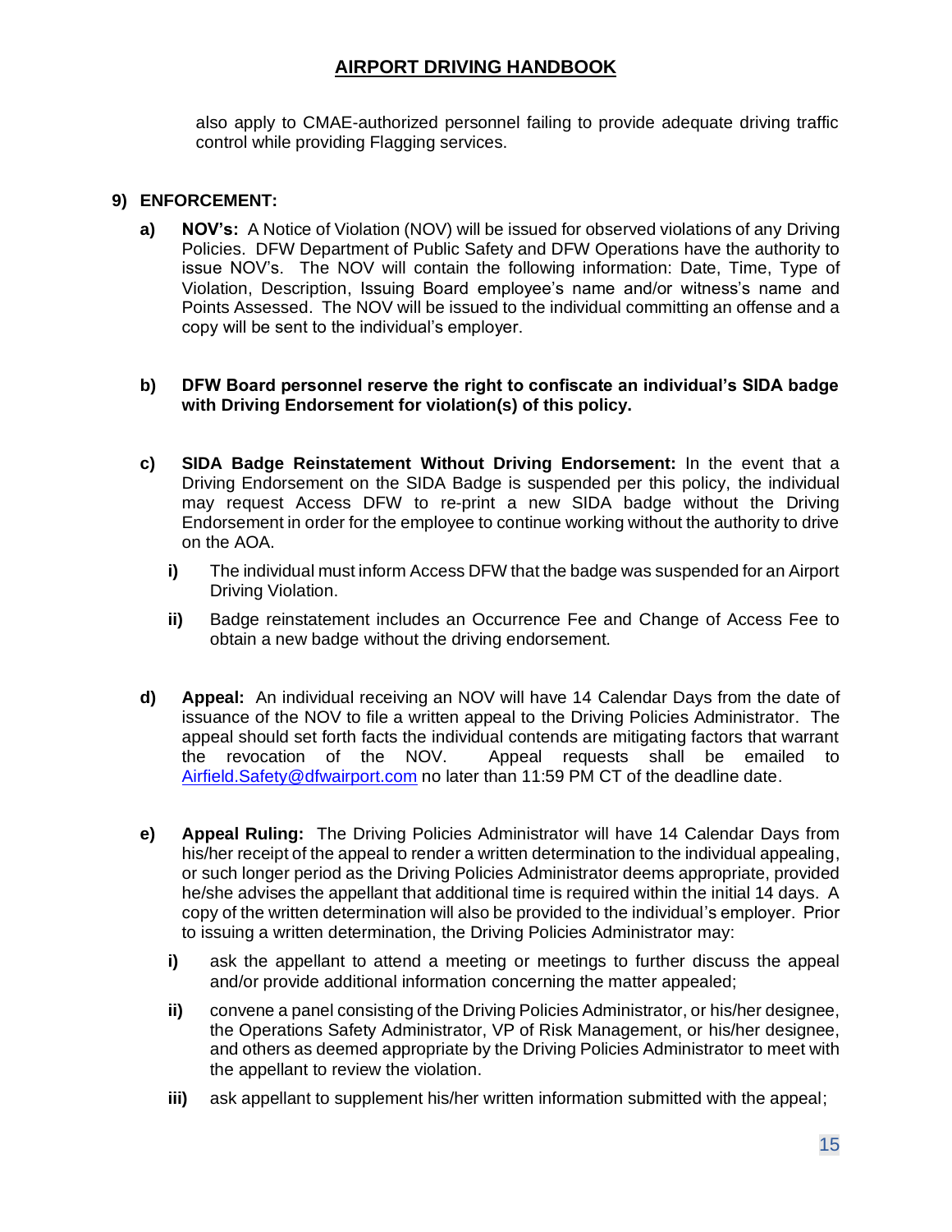also apply to CMAE-authorized personnel failing to provide adequate driving traffic control while providing Flagging services.

## 9) ENFORCEMENT:

**a)** **NOV's:** A Notice of Violation (NOV) will be issued for observed violations of any Driving Policies. DFW Department of Public Safety and DFW Operations have the authority to issue NOV's. The NOV will contain the following information: Date, Time, Type of Violation, Description, Issuing Board employee's name and/or witness's name and Points Assessed. The NOV will be issued to the individual committing an offense and a copy will be sent to the individual's employer.

**b)** **DFW Board personnel reserve the right to confiscate an individual's SIDA badge with Driving Endorsement for violation(s) of this policy.**

**c)** **SIDA Badge Reinstatement Without Driving Endorsement:** In the event that a Driving Endorsement on the SIDA Badge is suspended per this policy, the individual may request Access DFW to re-print a new SIDA badge without the Driving Endorsement in order for the employee to continue working without the authority to drive on the AOA.

- **i)** The individual must inform Access DFW that the badge was suspended for an Airport Driving Violation.
- **ii)** Badge reinstatement includes an Occurrence Fee and Change of Access Fee to obtain a new badge without the driving endorsement.

**d)** **Appeal:** An individual receiving an NOV will have 14 Calendar Days from the date of issuance of the NOV to file a written appeal to the Driving Policies Administrator. The appeal should set forth facts the individual contends are mitigating factors that warrant the revocation of the NOV. Appeal requests shall be emailed to [Airfield.Safety@dfwairport.com](mailto:Airfield.Safety@dfwairport.com) no later than 11:59 PM CT of the deadline date.

**e)** **Appeal Ruling:** The Driving Policies Administrator will have 14 Calendar Days from his/her receipt of the appeal to render a written determination to the individual appealing, or such longer period as the Driving Policies Administrator deems appropriate, provided he/she advises the appellant that additional time is required within the initial 14 days. A copy of the written determination will also be provided to the individual's employer. Prior to issuing a written determination, the Driving Policies Administrator may:

- **i)** ask the appellant to attend a meeting or meetings to further discuss the appeal and/or provide additional information concerning the matter appealed;
- **ii)** convene a panel consisting of the Driving Policies Administrator, or his/her designee, the Operations Safety Administrator, VP of Risk Management, or his/her designee, and others as deemed appropriate by the Driving Policies Administrator to meet with the appellant to review the violation.
- **iii)** ask appellant to supplement his/her written information submitted with the appeal;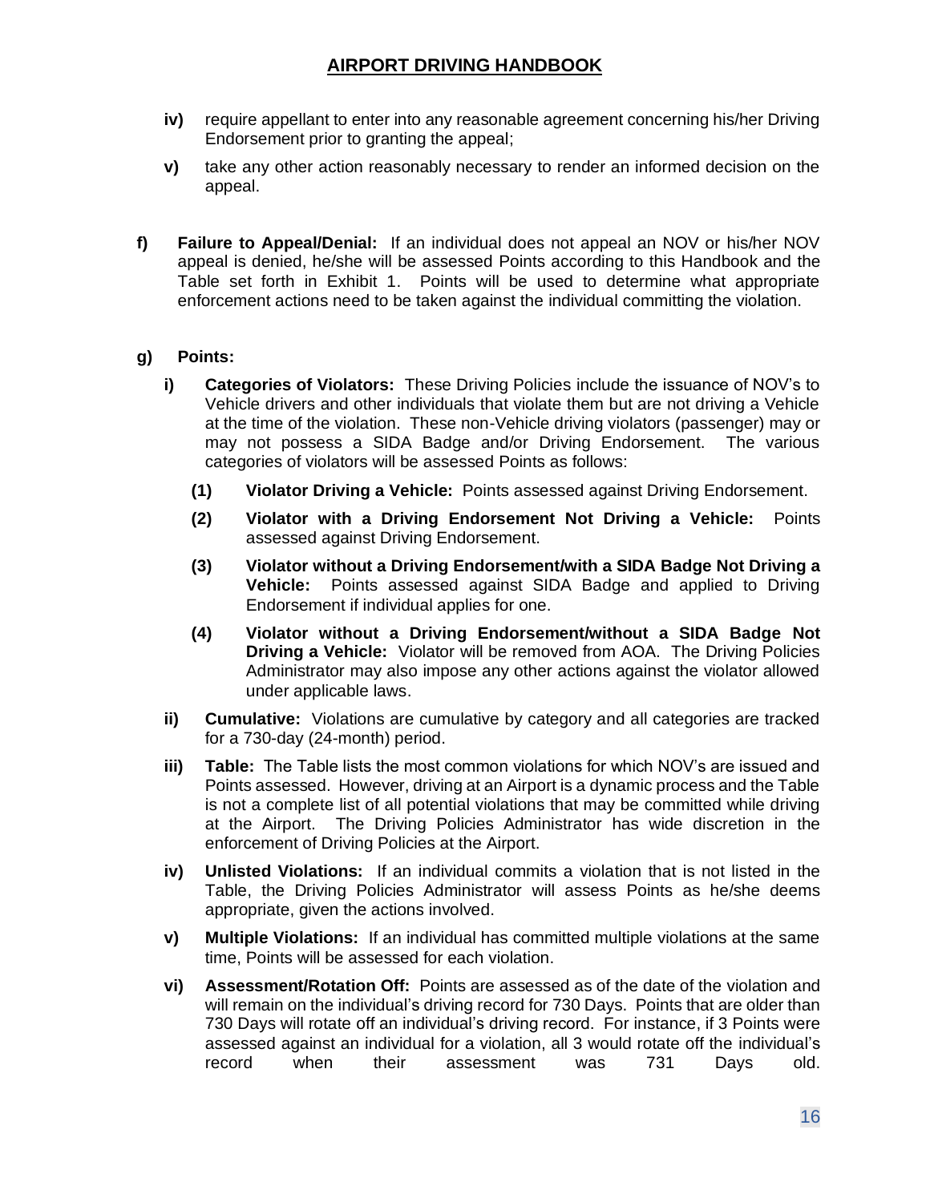- **iv)** require appellant to enter into any reasonable agreement concerning his/her Driving Endorsement prior to granting the appeal;
- **v)** take any other action reasonably necessary to render an informed decision on the appeal.

**f) Failure to Appeal/Denial:** If an individual does not appeal an NOV or his/her NOV appeal is denied, he/she will be assessed Points according to this Handbook and the Table set forth in Exhibit 1. Points will be used to determine what appropriate enforcement actions need to be taken against the individual committing the violation.

**g) Points:**

- **i) Categories of Violators:** These Driving Policies include the issuance of NOV's to Vehicle drivers and other individuals that violate them but are not driving a Vehicle at the time of the violation. These non-Vehicle driving violators (passenger) may or may not possess a SIDA Badge and/or Driving Endorsement. The various categories of violators will be assessed Points as follows:
  - **(1) Violator Driving a Vehicle:** Points assessed against Driving Endorsement.
  - **(2) Violator with a Driving Endorsement Not Driving a Vehicle:** Points assessed against Driving Endorsement.
  - **(3) Violator without a Driving Endorsement/with a SIDA Badge Not Driving a Vehicle:** Points assessed against SIDA Badge and applied to Driving Endorsement if individual applies for one.
  - **(4) Violator without a Driving Endorsement/without a SIDA Badge Not Driving a Vehicle:** Violator will be removed from AOA. The Driving Policies Administrator may also impose any other actions against the violator allowed under applicable laws.
- **ii) Cumulative:** Violations are cumulative by category and all categories are tracked for a 730-day (24-month) period.
- **iii) Table:** The Table lists the most common violations for which NOV's are issued and Points assessed. However, driving at an Airport is a dynamic process and the Table is not a complete list of all potential violations that may be committed while driving at the Airport. The Driving Policies Administrator has wide discretion in the enforcement of Driving Policies at the Airport.
- **iv) Unlisted Violations:** If an individual commits a violation that is not listed in the Table, the Driving Policies Administrator will assess Points as he/she deems appropriate, given the actions involved.
- **v) Multiple Violations:** If an individual has committed multiple violations at the same time, Points will be assessed for each violation.
- **vi) Assessment/Rotation Off:** Points are assessed as of the date of the violation and will remain on the individual's driving record for 730 Days. Points that are older than 730 Days will rotate off an individual's driving record. For instance, if 3 Points were assessed against an individual for a violation, all 3 would rotate off the individual's record when their assessment was 731 Days old.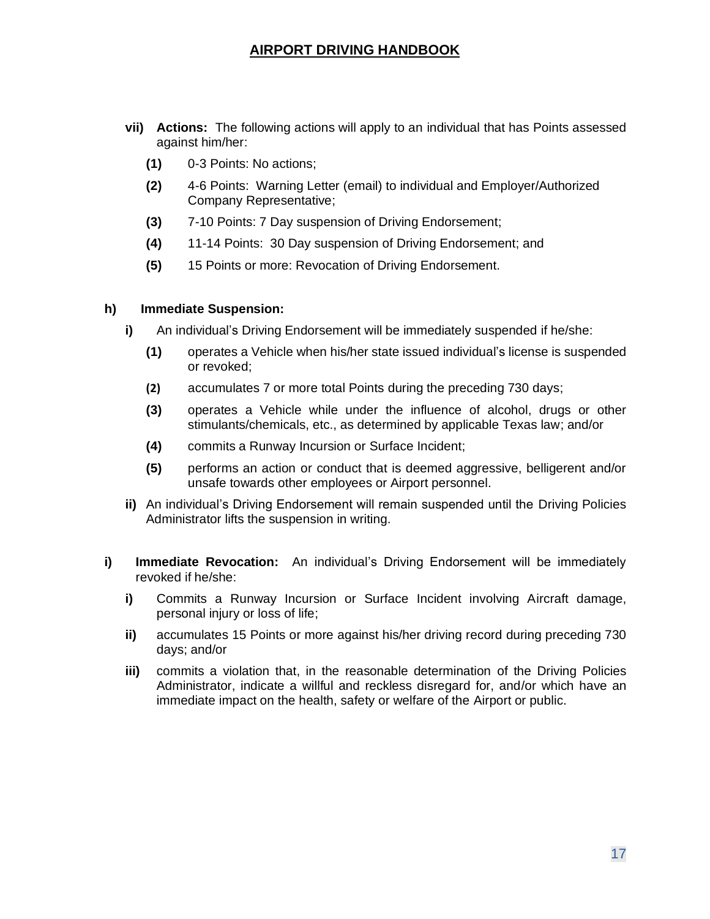- **vii) Actions:** The following actions will apply to an individual that has Points assessed against him/her:
  - **(1)** 0-3 Points: No actions;
  - **(2)** 4-6 Points: Warning Letter (email) to individual and Employer/Authorized Company Representative;
  - **(3)** 7-10 Points: 7 Day suspension of Driving Endorsement;
  - **(4)** 11-14 Points: 30 Day suspension of Driving Endorsement; and
  - **(5)** 15 Points or more: Revocation of Driving Endorsement.

**h) Immediate Suspension:**

- **i)** An individual's Driving Endorsement will be immediately suspended if he/she:
  - **(1)** operates a Vehicle when his/her state issued individual's license is suspended or revoked;
  - **(2)** accumulates 7 or more total Points during the preceding 730 days;
  - **(3)** operates a Vehicle while under the influence of alcohol, drugs or other stimulants/chemicals, etc., as determined by applicable Texas law; and/or
  - **(4)** commits a Runway Incursion or Surface Incident;
  - **(5)** performs an action or conduct that is deemed aggressive, belligerent and/or unsafe towards other employees or Airport personnel.
- **ii)** An individual's Driving Endorsement will remain suspended until the Driving Policies Administrator lifts the suspension in writing.

**i) Immediate Revocation:** An individual's Driving Endorsement will be immediately revoked if he/she:

- **i)** Commits a Runway Incursion or Surface Incident involving Aircraft damage, personal injury or loss of life;
- **ii)** accumulates 15 Points or more against his/her driving record during preceding 730 days; and/or
- **iii)** commits a violation that, in the reasonable determination of the Driving Policies Administrator, indicate a willful and reckless disregard for, and/or which have an immediate impact on the health, safety or welfare of the Airport or public.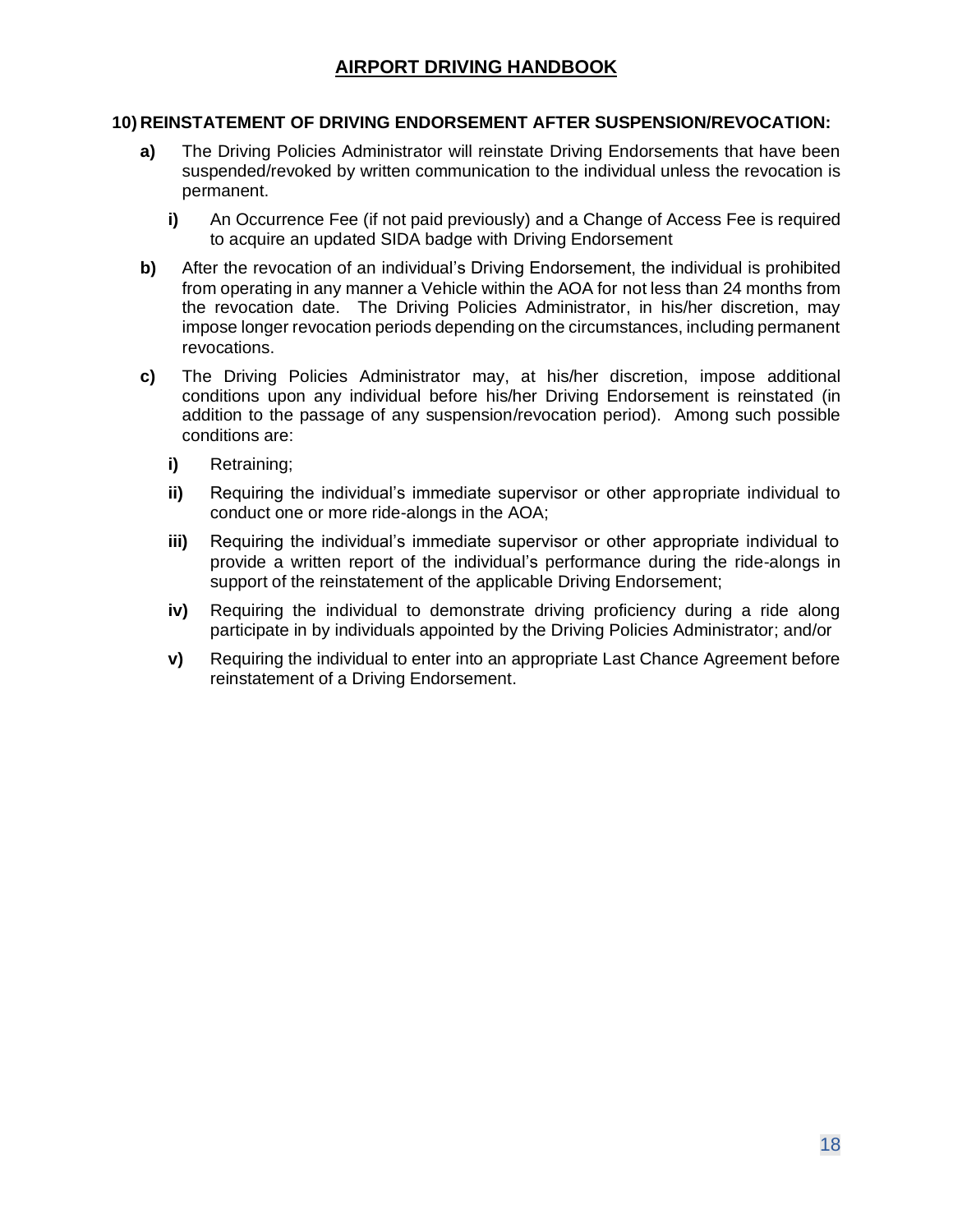## 10) REINSTATEMENT OF DRIVING ENDORSEMENT AFTER SUSPENSION/REVOCATION:

**a)** The Driving Policies Administrator will reinstate Driving Endorsements that have been suspended/revoked by written communication to the individual unless the revocation is permanent.

**i)** An Occurrence Fee (if not paid previously) and a Change of Access Fee is required to acquire an updated SIDA badge with Driving Endorsement

**b)** After the revocation of an individual's Driving Endorsement, the individual is prohibited from operating in any manner a Vehicle within the AOA for not less than 24 months from the revocation date. The Driving Policies Administrator, in his/her discretion, may impose longer revocation periods depending on the circumstances, including permanent revocations.

**c)** The Driving Policies Administrator may, at his/her discretion, impose additional conditions upon any individual before his/her Driving Endorsement is reinstated (in addition to the passage of any suspension/revocation period). Among such possible conditions are:

**i)** Retraining;

**ii)** Requiring the individual's immediate supervisor or other appropriate individual to conduct one or more ride-alongs in the AOA;

**iii)** Requiring the individual's immediate supervisor or other appropriate individual to provide a written report of the individual's performance during the ride-alongs in support of the reinstatement of the applicable Driving Endorsement;

**iv)** Requiring the individual to demonstrate driving proficiency during a ride along participate in by individuals appointed by the Driving Policies Administrator; and/or

**v)** Requiring the individual to enter into an appropriate Last Chance Agreement before reinstatement of a Driving Endorsement.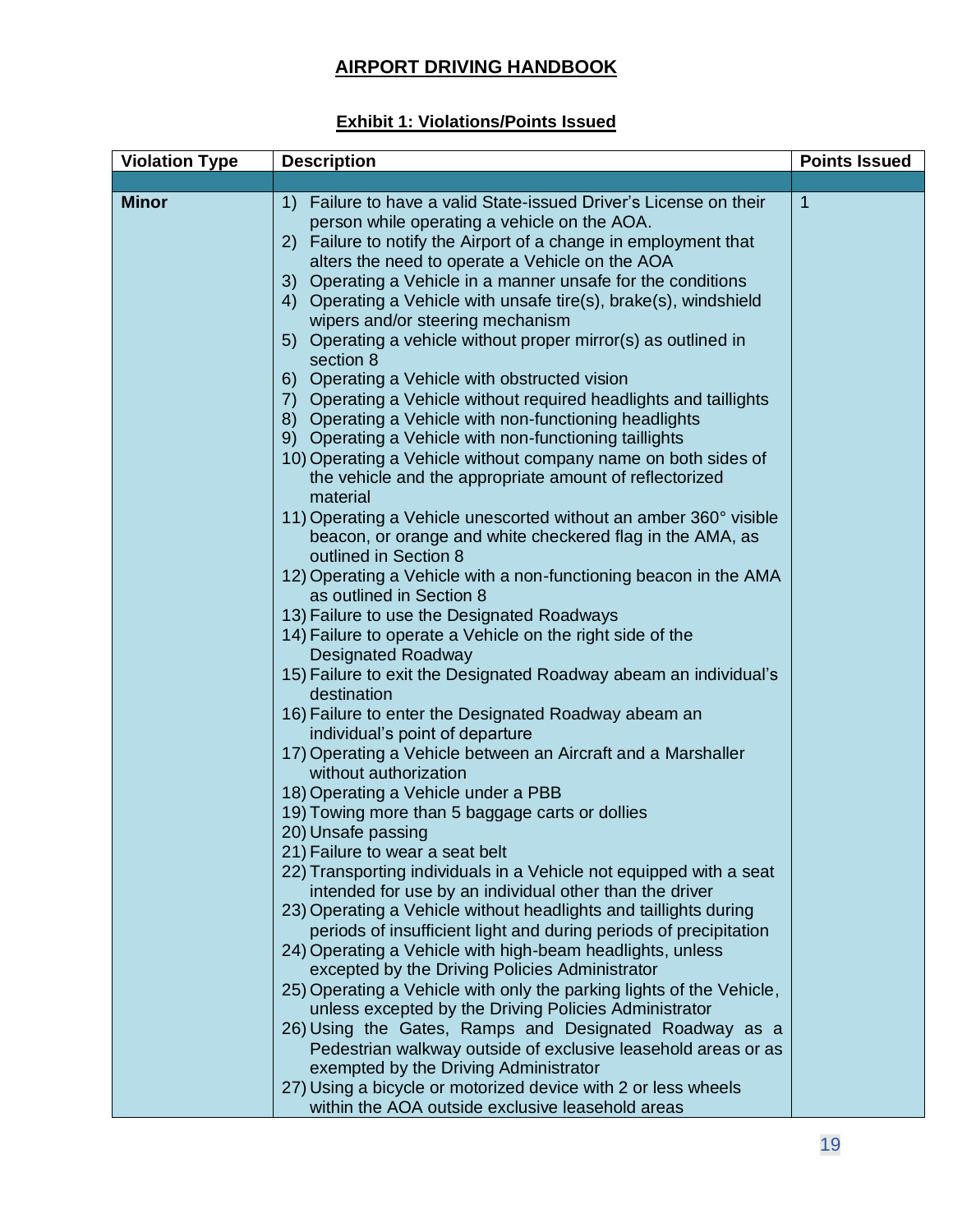# AIRPORT DRIVING HANDBOOK

## Exhibit 1: Violations/Points Issued

| Violation Type | Description | Points Issued |
|---|---|---|
| | | |
| **Minor** | 1) Failure to have a valid State-issued Driver's License on their person while operating a vehicle on the AOA.<br>2) Failure to notify the Airport of a change in employment that alters the need to operate a Vehicle on the AOA<br>3) Operating a Vehicle in a manner unsafe for the conditions<br>4) Operating a Vehicle with unsafe tire(s), brake(s), windshield wipers and/or steering mechanism<br>5) Operating a vehicle without proper mirror(s) as outlined in section 8<br>6) Operating a Vehicle with obstructed vision<br>7) Operating a Vehicle without required headlights and taillights<br>8) Operating a Vehicle with non-functioning headlights<br>9) Operating a Vehicle with non-functioning taillights<br>10) Operating a Vehicle without company name on both sides of the vehicle and the appropriate amount of reflectorized material<br>11) Operating a Vehicle unescorted without an amber 360° visible beacon, or orange and white checkered flag in the AMA, as outlined in Section 8<br>12) Operating a Vehicle with a non-functioning beacon in the AMA as outlined in Section 8<br>13) Failure to use the Designated Roadways<br>14) Failure to operate a Vehicle on the right side of the Designated Roadway<br>15) Failure to exit the Designated Roadway abeam an individual's destination<br>16) Failure to enter the Designated Roadway abeam an individual's point of departure<br>17) Operating a Vehicle between an Aircraft and a Marshaller without authorization<br>18) Operating a Vehicle under a PBB<br>19) Towing more than 5 baggage carts or dollies<br>20) Unsafe passing<br>21) Failure to wear a seat belt<br>22) Transporting individuals in a Vehicle not equipped with a seat intended for use by an individual other than the driver<br>23) Operating a Vehicle without headlights and taillights during periods of insufficient light and during periods of precipitation<br>24) Operating a Vehicle with high-beam headlights, unless excepted by the Driving Policies Administrator<br>25) Operating a Vehicle with only the parking lights of the Vehicle, unless excepted by the Driving Policies Administrator<br>26) Using the Gates, Ramps and Designated Roadway as a Pedestrian walkway outside of exclusive leasehold areas or as exempted by the Driving Administrator<br>27) Using a bicycle or motorized device with 2 or less wheels within the AOA outside exclusive leasehold areas | 1 |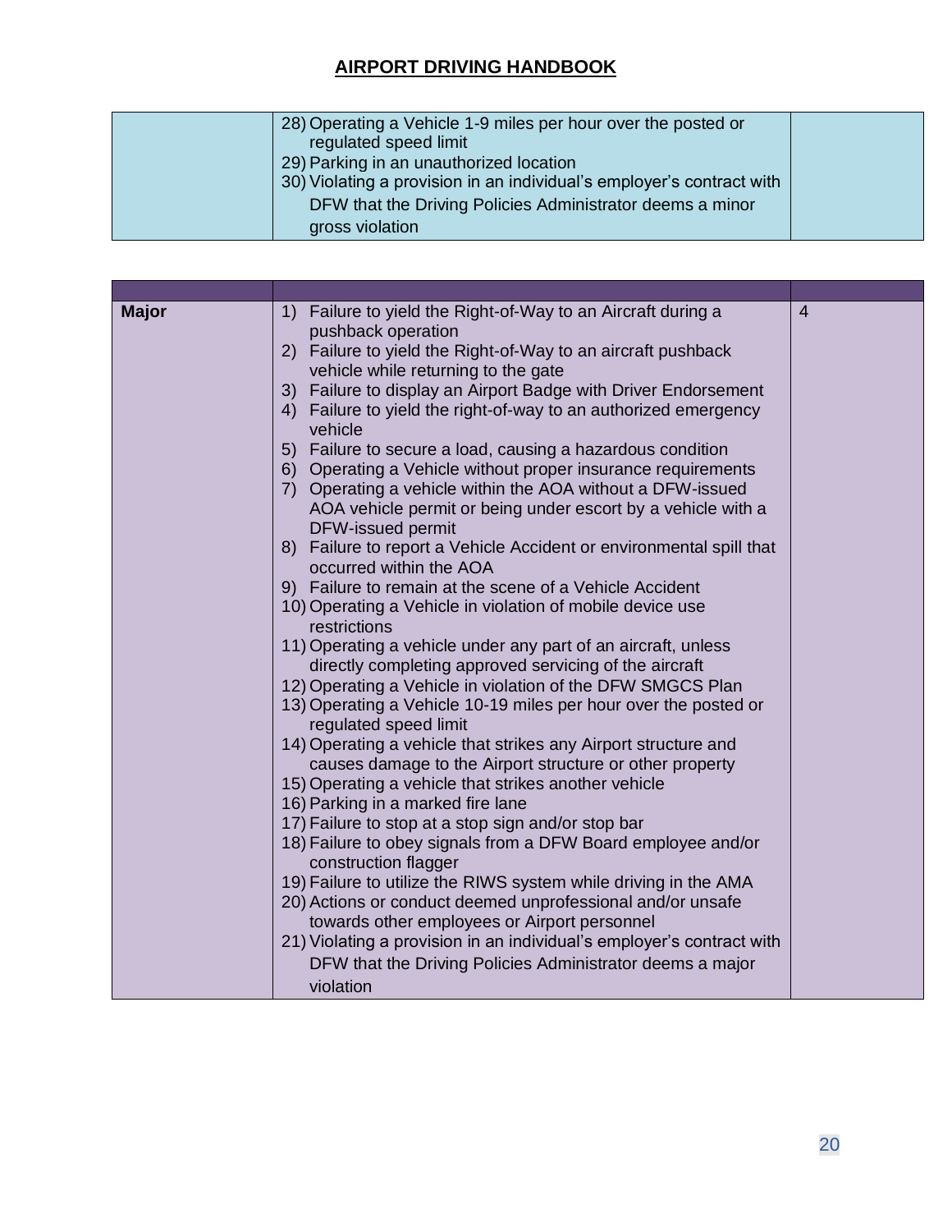| | | |
|---|---|---|
| | 28) Operating a Vehicle 1-9 miles per hour over the posted or regulated speed limit<br>29) Parking in an unauthorized location<br>30) Violating a provision in an individual's employer's contract with DFW that the Driving Policies Administrator deems a minor gross violation | |

| | | |
|---|---|---|
| **Major** | 1) Failure to yield the Right-of-Way to an Aircraft during a pushback operation<br>2) Failure to yield the Right-of-Way to an aircraft pushback vehicle while returning to the gate<br>3) Failure to display an Airport Badge with Driver Endorsement<br>4) Failure to yield the right-of-way to an authorized emergency vehicle<br>5) Failure to secure a load, causing a hazardous condition<br>6) Operating a Vehicle without proper insurance requirements<br>7) Operating a vehicle within the AOA without a DFW-issued AOA vehicle permit or being under escort by a vehicle with a DFW-issued permit<br>8) Failure to report a Vehicle Accident or environmental spill that occurred within the AOA<br>9) Failure to remain at the scene of a Vehicle Accident<br>10) Operating a Vehicle in violation of mobile device use restrictions<br>11) Operating a vehicle under any part of an aircraft, unless directly completing approved servicing of the aircraft<br>12) Operating a Vehicle in violation of the DFW SMGCS Plan<br>13) Operating a Vehicle 10-19 miles per hour over the posted or regulated speed limit<br>14) Operating a vehicle that strikes any Airport structure and causes damage to the Airport structure or other property<br>15) Operating a vehicle that strikes another vehicle<br>16) Parking in a marked fire lane<br>17) Failure to stop at a stop sign and/or stop bar<br>18) Failure to obey signals from a DFW Board employee and/or construction flagger<br>19) Failure to utilize the RIWS system while driving in the AMA<br>20) Actions or conduct deemed unprofessional and/or unsafe towards other employees or Airport personnel<br>21) Violating a provision in an individual's employer's contract with DFW that the Driving Policies Administrator deems a major violation | 4 |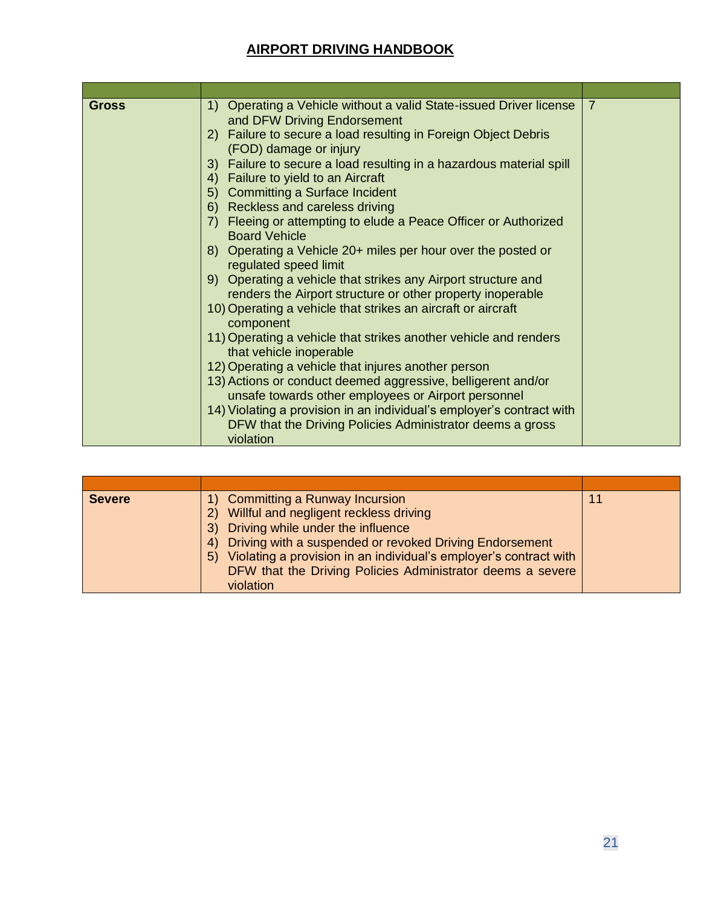# AIRPORT DRIVING HANDBOOK

| | | |
|---|---|---|
| **Gross** | 1) Operating a Vehicle without a valid State-issued Driver license and DFW Driving Endorsement<br>2) Failure to secure a load resulting in Foreign Object Debris (FOD) damage or injury<br>3) Failure to secure a load resulting in a hazardous material spill<br>4) Failure to yield to an Aircraft<br>5) Committing a Surface Incident<br>6) Reckless and careless driving<br>7) Fleeing or attempting to elude a Peace Officer or Authorized Board Vehicle<br>8) Operating a Vehicle 20+ miles per hour over the posted or regulated speed limit<br>9) Operating a vehicle that strikes any Airport structure and renders the Airport structure or other property inoperable<br>10) Operating a vehicle that strikes an aircraft or aircraft component<br>11) Operating a vehicle that strikes another vehicle and renders that vehicle inoperable<br>12) Operating a vehicle that injures another person<br>13) Actions or conduct deemed aggressive, belligerent and/or unsafe towards other employees or Airport personnel<br>14) Violating a provision in an individual's employer's contract with DFW that the Driving Policies Administrator deems a gross violation | 7 |

| | | |
|---|---|---|
| **Severe** | 1) Committing a Runway Incursion<br>2) Willful and negligent reckless driving<br>3) Driving while under the influence<br>4) Driving with a suspended or revoked Driving Endorsement<br>5) Violating a provision in an individual's employer's contract with DFW that the Driving Policies Administrator deems a severe violation | 11 |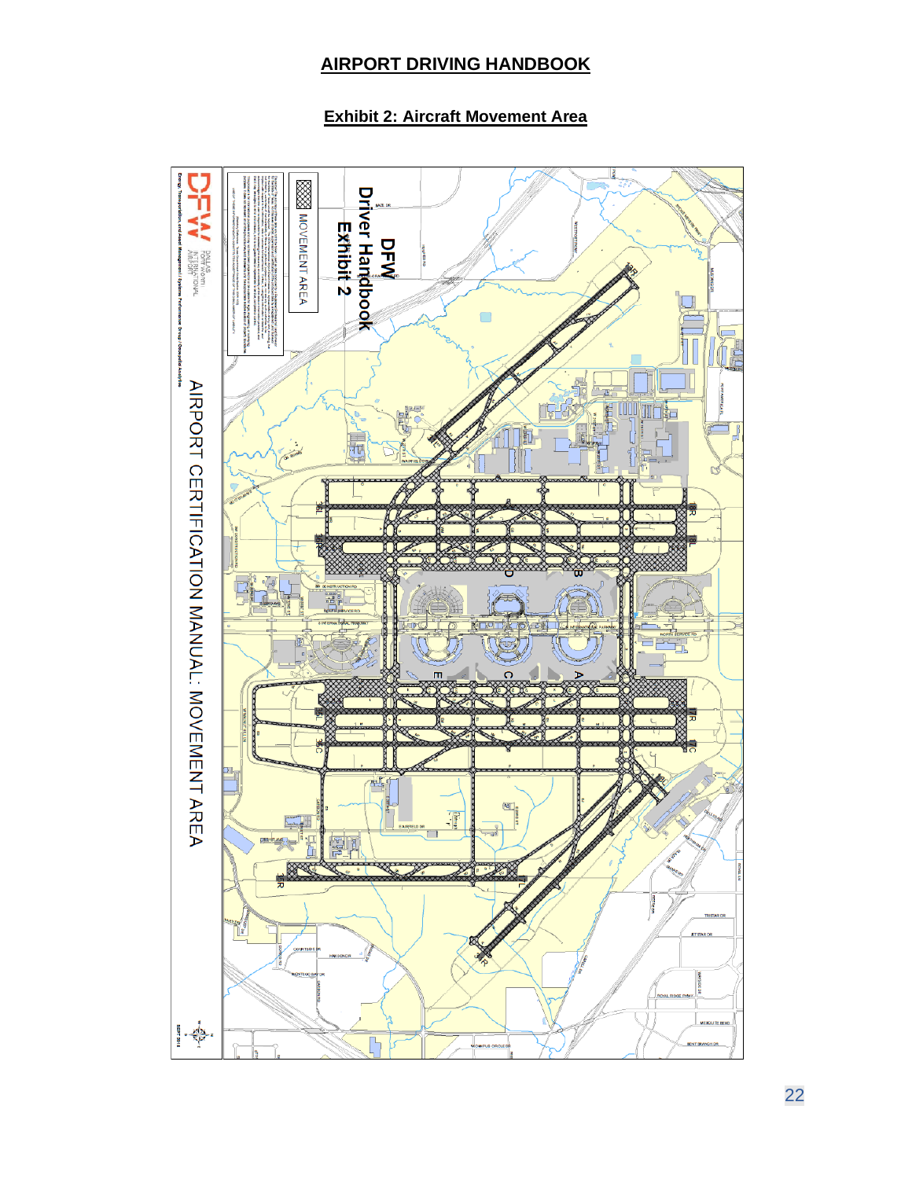# AIRPORT DRIVING HANDBOOK

## Exhibit 2: Aircraft Movement Area

DFW
Driver Handbook
Exhibit 2

MOVEMENT AREA

AIRPORT CERTIFICATION MANUAL: MOVEMENT AREA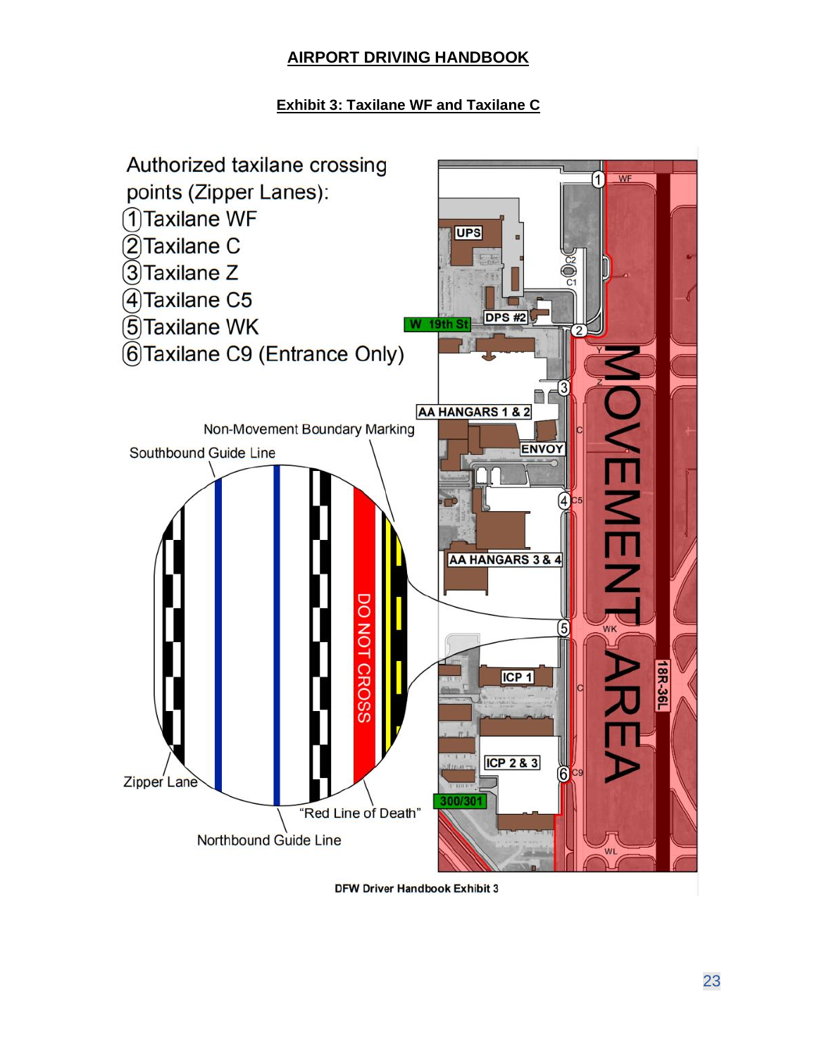# AIRPORT DRIVING HANDBOOK

## Exhibit 3: Taxilane WF and Taxilane C

Authorized taxilane crossing points (Zipper Lanes):

1. Taxilane WF
2. Taxilane C
3. Taxilane Z
4. Taxilane C5
5. Taxilane WK
6. Taxilane C9 (Entrance Only)

Non-Movement Boundary Marking

Southbound Guide Line

DO NOT CROSS

Zipper Lane

"Red Line of Death"

Northbound Guide Line

WF

UPS

C2

C1

W 19th St

DPS #2

Y

Z

AA HANGARS 1 & 2

C

ENVOY

C5

AA HANGARS 3 & 4

WK

ICP 1

C

ICP 2 & 3

C9

300/301

WL

MOVEMENT AREA

18R-36L

DFW Driver Handbook Exhibit 3